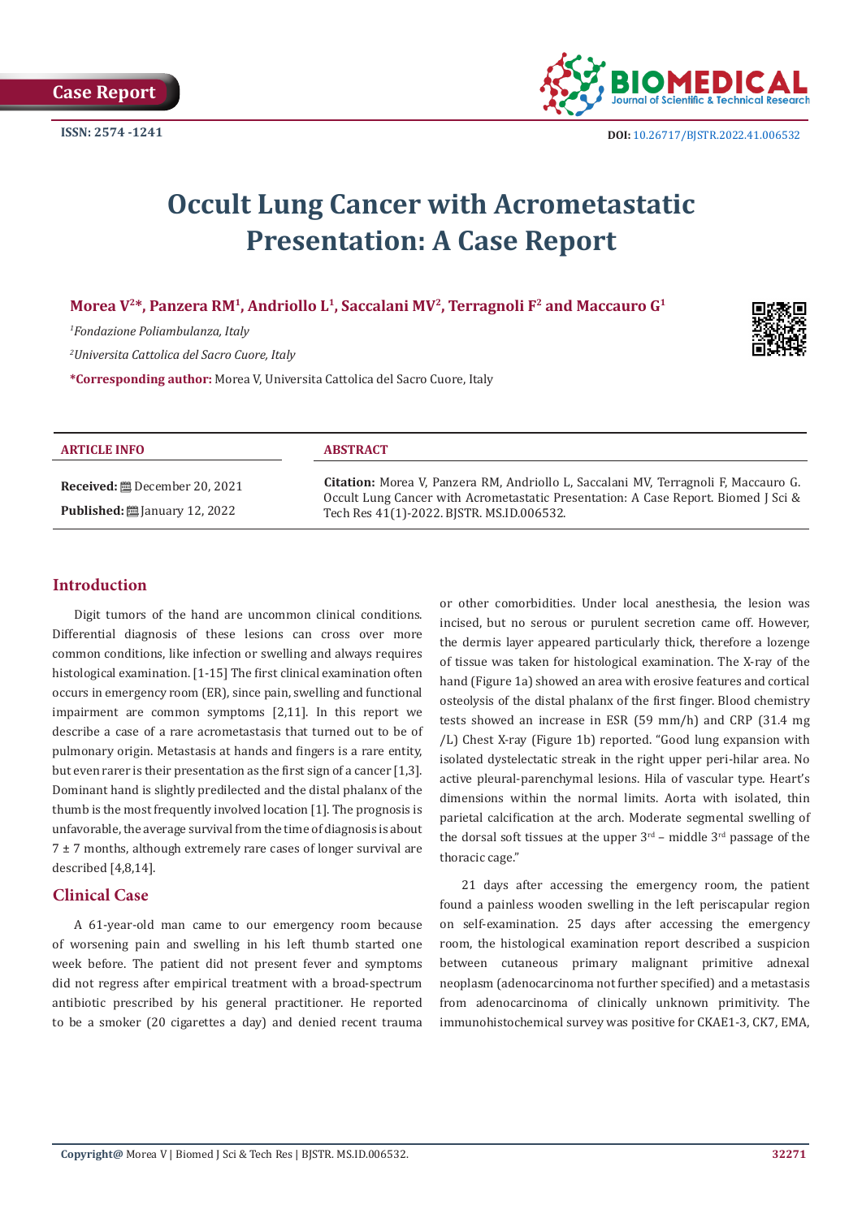Case Report

ISSN: 2574 -1241

DOI: 10.26717/BJSTR.2022.41.006532

# Occult Lung Cancer with Acrometastatic Presentation: A Case Report

**Morea V[2]*, Panzera RM[1], Andriollo L[1], Saccalani MV[2], Terragnoli F[2] and Maccauro G[1]**

[1]*Fondazione Poliambulanza, Italy*

[2]*Universita Cattolica del Sacro Cuore, Italy*

**\*Corresponding author:** Morea V, Universita Cattolica del Sacro Cuore, Italy

**ARTICLE INFO**

**Received:** December 20, 2021

**Published:** January 12, 2022

**ABSTRACT**

**Citation:** Morea V, Panzera RM, Andriollo L, Saccalani MV, Terragnoli F, Maccauro G. Occult Lung Cancer with Acrometastatic Presentation: A Case Report. Biomed J Sci & Tech Res 41(1)-2022. BJSTR. MS.ID.006532.

## Introduction

Digit tumors of the hand are uncommon clinical conditions. Differential diagnosis of these lesions can cross over more common conditions, like infection or swelling and always requires histological examination. [1-15] The first clinical examination often occurs in emergency room (ER), since pain, swelling and functional impairment are common symptoms [2,11]. In this report we describe a case of a rare acrometastasis that turned out to be of pulmonary origin. Metastasis at hands and fingers is a rare entity, but even rarer is their presentation as the first sign of a cancer [1,3]. Dominant hand is slightly predilected and the distal phalanx of the thumb is the most frequently involved location [1]. The prognosis is unfavorable, the average survival from the time of diagnosis is about 7 ± 7 months, although extremely rare cases of longer survival are described [4,8,14].

## Clinical Case

A 61-year-old man came to our emergency room because of worsening pain and swelling in his left thumb started one week before. The patient did not present fever and symptoms did not regress after empirical treatment with a broad-spectrum antibiotic prescribed by his general practitioner. He reported to be a smoker (20 cigarettes a day) and denied recent trauma or other comorbidities. Under local anesthesia, the lesion was incised, but no serous or purulent secretion came off. However, the dermis layer appeared particularly thick, therefore a lozenge of tissue was taken for histological examination. The X-ray of the hand (Figure 1a) showed an area with erosive features and cortical osteolysis of the distal phalanx of the first finger. Blood chemistry tests showed an increase in ESR (59 mm/h) and CRP (31.4 mg /L) Chest X-ray (Figure 1b) reported. "Good lung expansion with isolated dystelectatic streak in the right upper peri-hilar area. No active pleural-parenchymal lesions. Hila of vascular type. Heart's dimensions within the normal limits. Aorta with isolated, thin parietal calcification at the arch. Moderate segmental swelling of the dorsal soft tissues at the upper 3rd – middle 3rd passage of the thoracic cage."

21 days after accessing the emergency room, the patient found a painless wooden swelling in the left periscapular region on self-examination. 25 days after accessing the emergency room, the histological examination report described a suspicion between cutaneous primary malignant primitive adnexal neoplasm (adenocarcinoma not further specified) and a metastasis from adenocarcinoma of clinically unknown primitivity. The immunohistochemical survey was positive for CKAE1-3, CK7, EMA,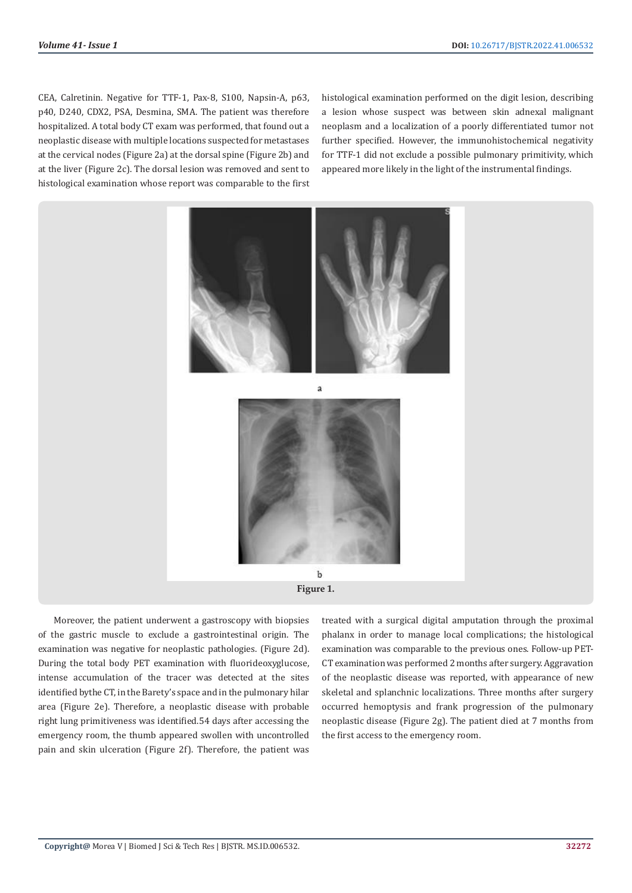CEA, Calretinin. Negative for TTF-1, Pax-8, S100, Napsin-A, p63, p40, D240, CDX2, PSA, Desmina, SMA. The patient was therefore hospitalized. A total body CT exam was performed, that found out a neoplastic disease with multiple locations suspected for metastases at the cervical nodes (Figure 2a) at the dorsal spine (Figure 2b) and at the liver (Figure 2c). The dorsal lesion was removed and sent to histological examination whose report was comparable to the first histological examination performed on the digit lesion, describing a lesion whose suspect was between skin adnexal malignant neoplasm and a localization of a poorly differentiated tumor not further specified. However, the immunohistochemical negativity for TTF-1 did not exclude a possible pulmonary primitivity, which appeared more likely in the light of the instrumental findings.

a

b

**Figure 1.**

Moreover, the patient underwent a gastroscopy with biopsies of the gastric muscle to exclude a gastrointestinal origin. The examination was negative for neoplastic pathologies. (Figure 2d). During the total body PET examination with fluorideoxyglucose, intense accumulation of the tracer was detected at the sites identified bythe CT, in the Barety's space and in the pulmonary hilar area (Figure 2e). Therefore, a neoplastic disease with probable right lung primitiveness was identified.54 days after accessing the emergency room, the thumb appeared swollen with uncontrolled pain and skin ulceration (Figure 2f). Therefore, the patient was treated with a surgical digital amputation through the proximal phalanx in order to manage local complications; the histological examination was comparable to the previous ones. Follow-up PET-CT examination was performed 2 months after surgery. Aggravation of the neoplastic disease was reported, with appearance of new skeletal and splanchnic localizations. Three months after surgery occurred hemoptysis and frank progression of the pulmonary neoplastic disease (Figure 2g). The patient died at 7 months from the first access to the emergency room.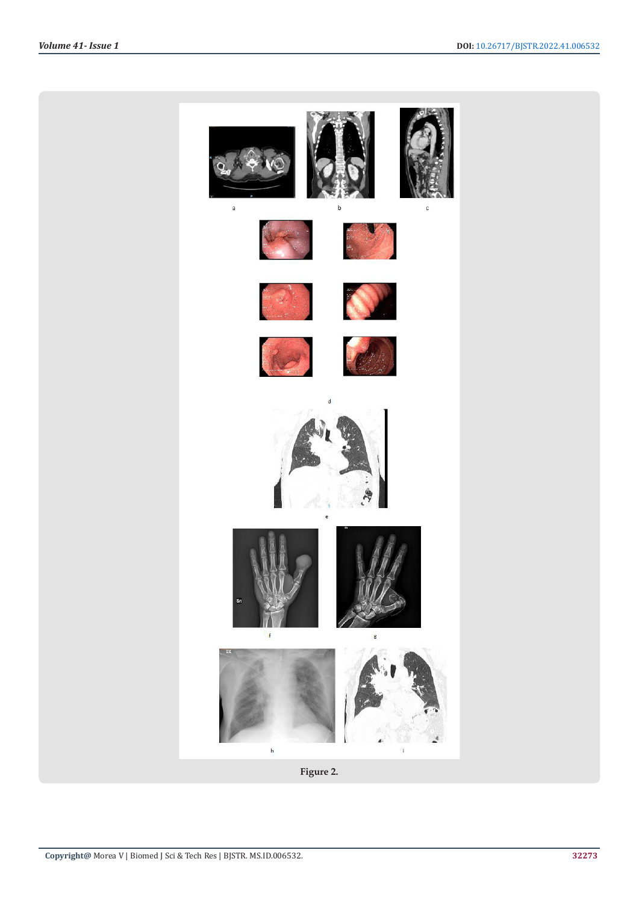Figure 2.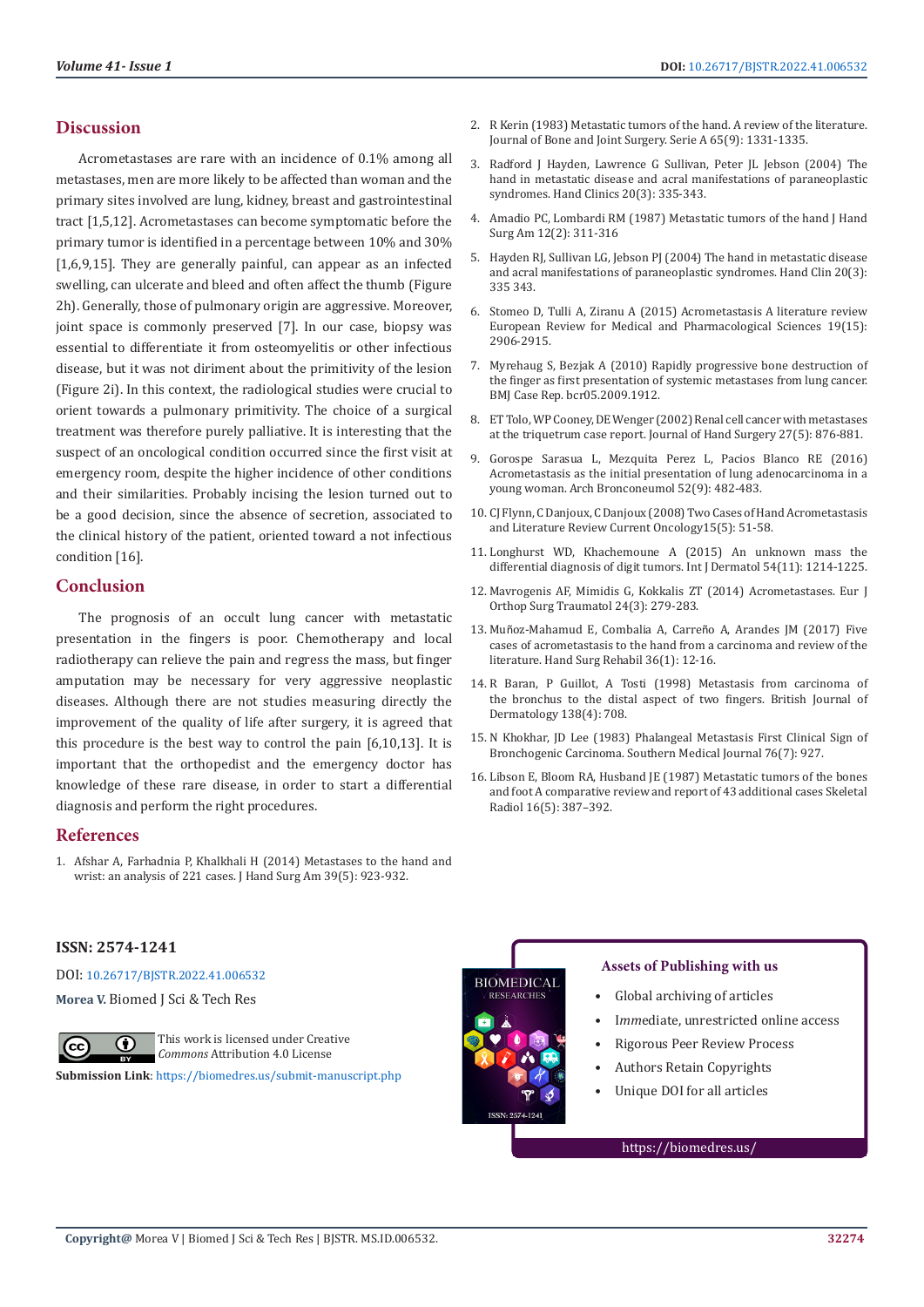## Discussion

Acrometastases are rare with an incidence of 0.1% among all metastases, men are more likely to be affected than woman and the primary sites involved are lung, kidney, breast and gastrointestinal tract [1,5,12]. Acrometastases can become symptomatic before the primary tumor is identified in a percentage between 10% and 30% [1,6,9,15]. They are generally painful, can appear as an infected swelling, can ulcerate and bleed and often affect the thumb (Figure 2h). Generally, those of pulmonary origin are aggressive. Moreover, joint space is commonly preserved [7]. In our case, biopsy was essential to differentiate it from osteomyelitis or other infectious disease, but it was not diriment about the primitivity of the lesion (Figure 2i). In this context, the radiological studies were crucial to orient towards a pulmonary primitivity. The choice of a surgical treatment was therefore purely palliative. It is interesting that the suspect of an oncological condition occurred since the first visit at emergency room, despite the higher incidence of other conditions and their similarities. Probably incising the lesion turned out to be a good decision, since the absence of secretion, associated to the clinical history of the patient, oriented toward a not infectious condition [16].

## Conclusion

The prognosis of an occult lung cancer with metastatic presentation in the fingers is poor. Chemotherapy and local radiotherapy can relieve the pain and regress the mass, but finger amputation may be necessary for very aggressive neoplastic diseases. Although there are not studies measuring directly the improvement of the quality of life after surgery, it is agreed that this procedure is the best way to control the pain [6,10,13]. It is important that the orthopedist and the emergency doctor has knowledge of these rare disease, in order to start a differential diagnosis and perform the right procedures.

## References

1. Afshar A, Farhadnia P, Khalkhali H (2014) Metastases to the hand and wrist: an analysis of 221 cases. J Hand Surg Am 39(5): 923-932.
2. R Kerin (1983) Metastatic tumors of the hand. A review of the literature. Journal of Bone and Joint Surgery. Serie A 65(9): 1331-1335.
3. Radford J Hayden, Lawrence G Sullivan, Peter JL Jebson (2004) The hand in metastatic disease and acral manifestations of paraneoplastic syndromes. Hand Clinics 20(3): 335-343.
4. Amadio PC, Lombardi RM (1987) Metastatic tumors of the hand J Hand Surg Am 12(2): 311-316
5. Hayden RJ, Sullivan LG, Jebson PJ (2004) The hand in metastatic disease and acral manifestations of paraneoplastic syndromes. Hand Clin 20(3): 335 343.
6. Stomeo D, Tulli A, Ziranu A (2015) Acrometastasis A literature review European Review for Medical and Pharmacological Sciences 19(15): 2906-2915.
7. Myrehaug S, Bezjak A (2010) Rapidly progressive bone destruction of the finger as first presentation of systemic metastases from lung cancer. BMJ Case Rep. bcr05.2009.1912.
8. ET Tolo, WP Cooney, DE Wenger (2002) Renal cell cancer with metastases at the triquetrum case report. Journal of Hand Surgery 27(5): 876-881.
9. Gorospe Sarasua L, Mezquita Perez L, Pacios Blanco RE (2016) Acrometastasis as the initial presentation of lung adenocarcinoma in a young woman. Arch Bronconeumol 52(9): 482-483.
10. CJ Flynn, C Danjoux, C Danjoux (2008) Two Cases of Hand Acrometastasis and Literature Review Current Oncology15(5): 51-58.
11. Longhurst WD, Khachemoune A (2015) An unknown mass the differential diagnosis of digit tumors. Int J Dermatol 54(11): 1214-1225.
12. Mavrogenis AF, Mimidis G, Kokkalis ZT (2014) Acrometastases. Eur J Orthop Surg Traumatol 24(3): 279-283.
13. Muñoz-Mahamud E, Combalia A, Carreño A, Arandes JM (2017) Five cases of acrometastasis to the hand from a carcinoma and review of the literature. Hand Surg Rehabil 36(1): 12-16.
14. R Baran, P Guillot, A Tosti (1998) Metastasis from carcinoma of the bronchus to the distal aspect of two fingers. British Journal of Dermatology 138(4): 708.
15. N Khokhar, JD Lee (1983) Phalangeal Metastasis First Clinical Sign of Bronchogenic Carcinoma. Southern Medical Journal 76(7): 927.
16. Libson E, Bloom RA, Husband JE (1987) Metastatic tumors of the bones and foot A comparative review and report of 43 additional cases Skeletal Radiol 16(5): 387–392.

**ISSN: 2574-1241**

DOI: 10.26717/BJSTR.2022.41.006532

**Morea V.** Biomed J Sci & Tech Res

This work is licensed under Creative *Commons* Attribution 4.0 License

**Submission Link**: https://biomedres.us/submit-manuscript.php

**Assets of Publishing with us**

- Global archiving of articles
- Immediate, unrestricted online access
- Rigorous Peer Review Process
- Authors Retain Copyrights
- Unique DOI for all articles

https://biomedres.us/